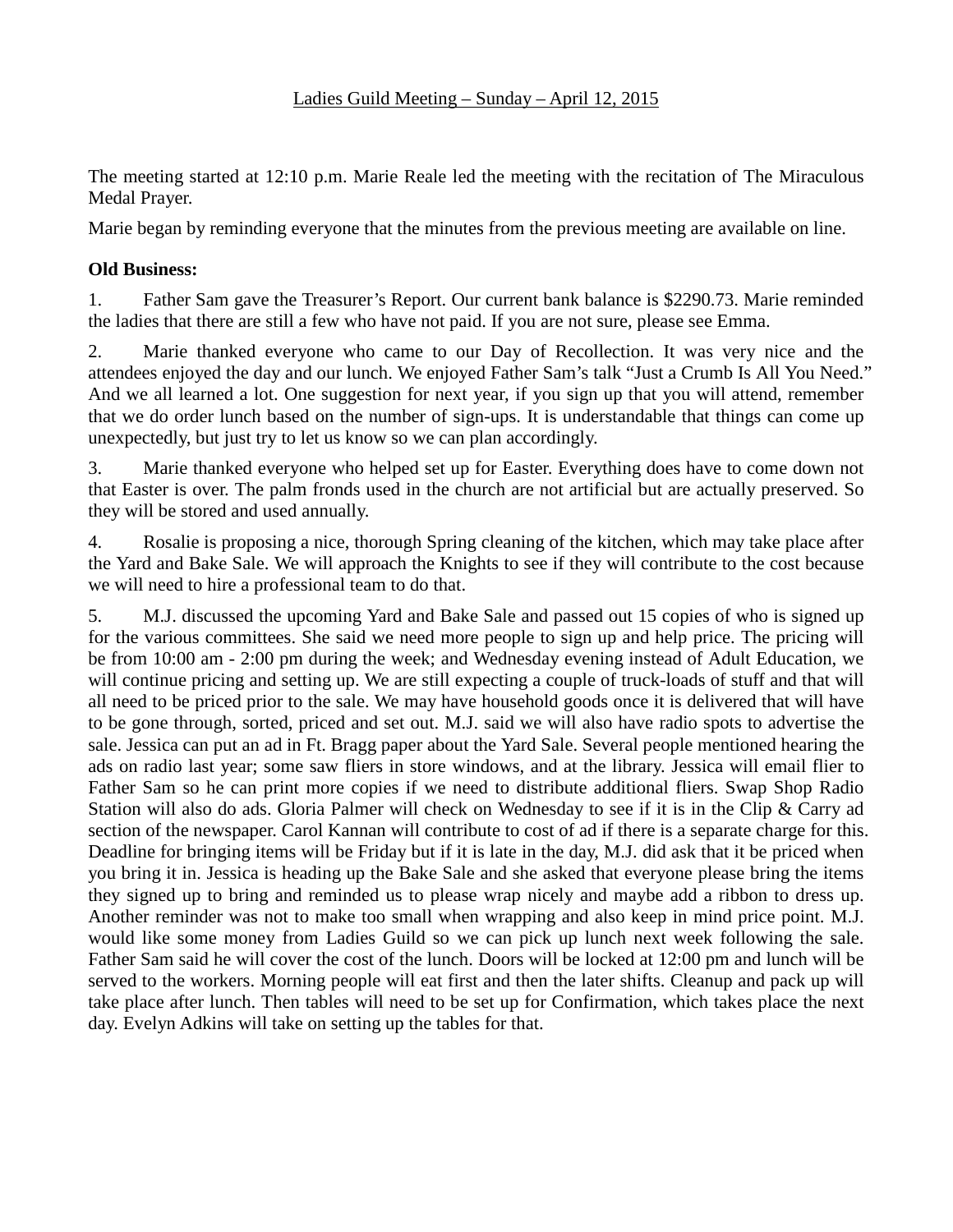Ladies Guild Meeting – Sunday – April 12, 2015

The meeting started at 12:10 p.m. Marie Reale led the meeting with the recitation of The Miraculous Medal Prayer.

Marie began by reminding everyone that the minutes from the previous meeting are available on line.

**Old Business:**

1. Father Sam gave the Treasurer's Report. Our current bank balance is $2290.73. Marie reminded the ladies that there are still a few who have not paid. If you are not sure, please see Emma.

2. Marie thanked everyone who came to our Day of Recollection. It was very nice and the attendees enjoyed the day and our lunch. We enjoyed Father Sam's talk "Just a Crumb Is All You Need." And we all learned a lot. One suggestion for next year, if you sign up that you will attend, remember that we do order lunch based on the number of sign-ups. It is understandable that things can come up unexpectedly, but just try to let us know so we can plan accordingly.

3. Marie thanked everyone who helped set up for Easter. Everything does have to come down not that Easter is over. The palm fronds used in the church are not artificial but are actually preserved. So they will be stored and used annually.

4. Rosalie is proposing a nice, thorough Spring cleaning of the kitchen, which may take place after the Yard and Bake Sale. We will approach the Knights to see if they will contribute to the cost because we will need to hire a professional team to do that.

5. M.J. discussed the upcoming Yard and Bake Sale and passed out 15 copies of who is signed up for the various committees. She said we need more people to sign up and help price. The pricing will be from 10:00 am - 2:00 pm during the week; and Wednesday evening instead of Adult Education, we will continue pricing and setting up. We are still expecting a couple of truck-loads of stuff and that will all need to be priced prior to the sale. We may have household goods once it is delivered that will have to be gone through, sorted, priced and set out. M.J. said we will also have radio spots to advertise the sale. Jessica can put an ad in Ft. Bragg paper about the Yard Sale. Several people mentioned hearing the ads on radio last year; some saw fliers in store windows, and at the library. Jessica will email flier to Father Sam so he can print more copies if we need to distribute additional fliers. Swap Shop Radio Station will also do ads. Gloria Palmer will check on Wednesday to see if it is in the Clip & Carry ad section of the newspaper. Carol Kannan will contribute to cost of ad if there is a separate charge for this. Deadline for bringing items will be Friday but if it is late in the day, M.J. did ask that it be priced when you bring it in. Jessica is heading up the Bake Sale and she asked that everyone please bring the items they signed up to bring and reminded us to please wrap nicely and maybe add a ribbon to dress up. Another reminder was not to make too small when wrapping and also keep in mind price point. M.J. would like some money from Ladies Guild so we can pick up lunch next week following the sale. Father Sam said he will cover the cost of the lunch. Doors will be locked at 12:00 pm and lunch will be served to the workers. Morning people will eat first and then the later shifts. Cleanup and pack up will take place after lunch. Then tables will need to be set up for Confirmation, which takes place the next day. Evelyn Adkins will take on setting up the tables for that.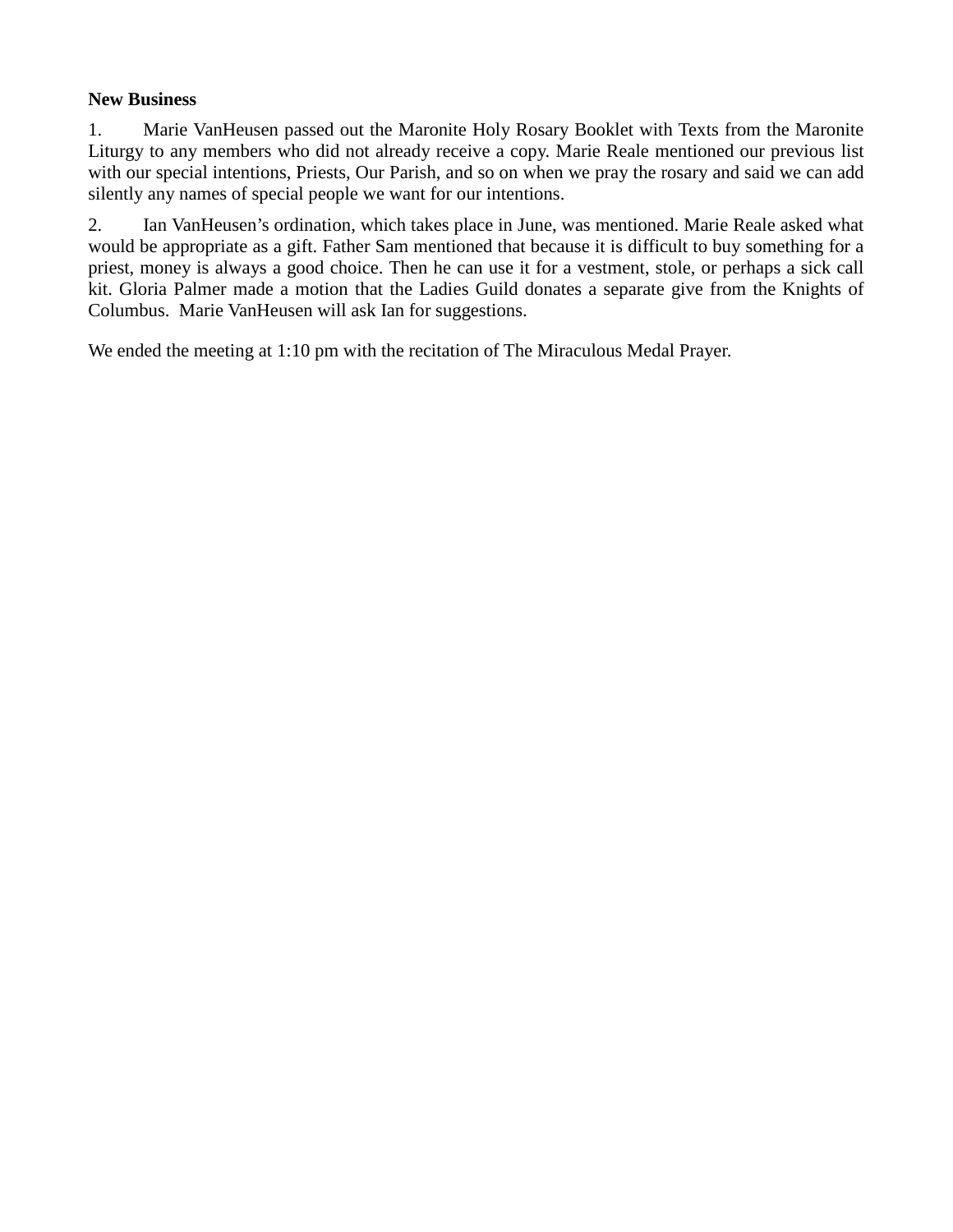**New Business**

1. Marie VanHeusen passed out the Maronite Holy Rosary Booklet with Texts from the Maronite Liturgy to any members who did not already receive a copy. Marie Reale mentioned our previous list with our special intentions, Priests, Our Parish, and so on when we pray the rosary and said we can add silently any names of special people we want for our intentions.

2. Ian VanHeusen's ordination, which takes place in June, was mentioned. Marie Reale asked what would be appropriate as a gift. Father Sam mentioned that because it is difficult to buy something for a priest, money is always a good choice. Then he can use it for a vestment, stole, or perhaps a sick call kit. Gloria Palmer made a motion that the Ladies Guild donates a separate give from the Knights of Columbus. Marie VanHeusen will ask Ian for suggestions.

We ended the meeting at 1:10 pm with the recitation of The Miraculous Medal Prayer.